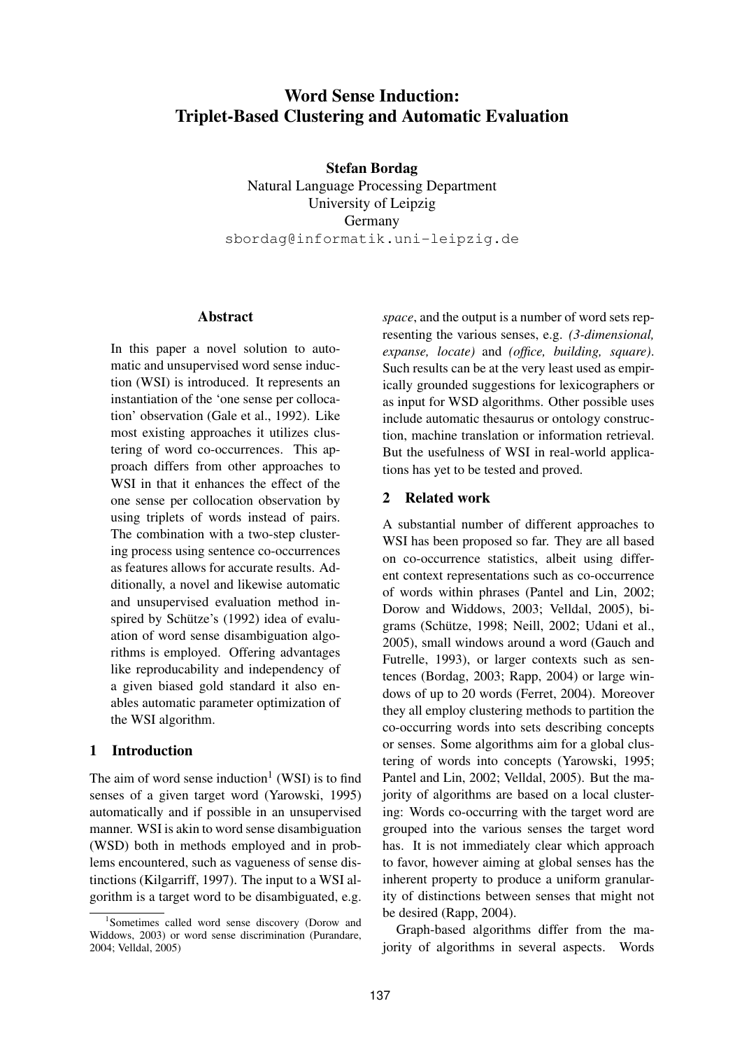# Word Sense Induction: Triplet-Based Clustering and Automatic Evaluation

**Stefan Bordag**
Natural Language Processing Department
University of Leipzig
Germany
sbordag@informatik.uni-leipzig.de

## Abstract

In this paper a novel solution to automatic and unsupervised word sense induction (WSI) is introduced. It represents an instantiation of the 'one sense per collocation' observation (Gale et al., 1992). Like most existing approaches it utilizes clustering of word co-occurrences. This approach differs from other approaches to WSI in that it enhances the effect of the one sense per collocation observation by using triplets of words instead of pairs. The combination with a two-step clustering process using sentence co-occurrences as features allows for accurate results. Additionally, a novel and likewise automatic and unsupervised evaluation method inspired by Schütze's (1992) idea of evaluation of word sense disambiguation algorithms is employed. Offering advantages like reproducability and independency of a given biased gold standard it also enables automatic parameter optimization of the WSI algorithm.

## 1 Introduction

The aim of word sense induction[1] (WSI) is to find senses of a given target word (Yarowski, 1995) automatically and if possible in an unsupervised manner. WSI is akin to word sense disambiguation (WSD) both in methods employed and in problems encountered, such as vagueness of sense distinctions (Kilgarriff, 1997). The input to a WSI algorithm is a target word to be disambiguated, e.g. *space*, and the output is a number of word sets representing the various senses, e.g. *(3-dimensional, expanse, locate)* and *(office, building, square)*. Such results can be at the very least used as empirically grounded suggestions for lexicographers or as input for WSD algorithms. Other possible uses include automatic thesaurus or ontology construction, machine translation or information retrieval. But the usefulness of WSI in real-world applications has yet to be tested and proved.

[1] Sometimes called word sense discovery (Dorow and Widdows, 2003) or word sense discrimination (Purandare, 2004; Velldal, 2005)

## 2 Related work

A substantial number of different approaches to WSI has been proposed so far. They are all based on co-occurrence statistics, albeit using different context representations such as co-occurrence of words within phrases (Pantel and Lin, 2002; Dorow and Widdows, 2003; Velldal, 2005), bigrams (Schütze, 1998; Neill, 2002; Udani et al., 2005), small windows around a word (Gauch and Futrelle, 1993), or larger contexts such as sentences (Bordag, 2003; Rapp, 2004) or large windows of up to 20 words (Ferret, 2004). Moreover they all employ clustering methods to partition the co-occurring words into sets describing concepts or senses. Some algorithms aim for a global clustering of words into concepts (Yarowski, 1995; Pantel and Lin, 2002; Velldal, 2005). But the majority of algorithms are based on a local clustering: Words co-occurring with the target word are grouped into the various senses the target word has. It is not immediately clear which approach to favor, however aiming at global senses has the inherent property to produce a uniform granularity of distinctions between senses that might not be desired (Rapp, 2004).

Graph-based algorithms differ from the majority of algorithms in several aspects. Words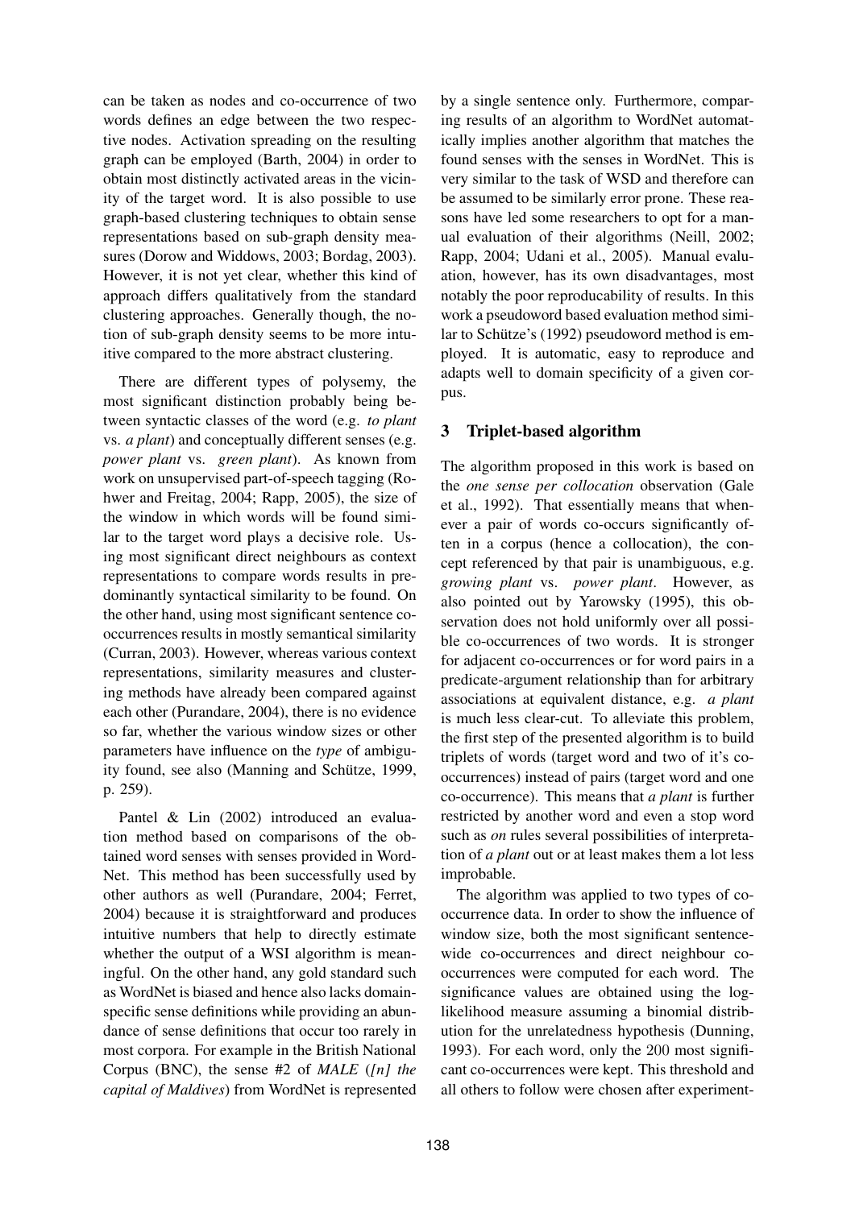can be taken as nodes and co-occurrence of two words defines an edge between the two respective nodes. Activation spreading on the resulting graph can be employed (Barth, 2004) in order to obtain most distinctly activated areas in the vicinity of the target word. It is also possible to use graph-based clustering techniques to obtain sense representations based on sub-graph density measures (Dorow and Widdows, 2003; Bordag, 2003). However, it is not yet clear, whether this kind of approach differs qualitatively from the standard clustering approaches. Generally though, the notion of sub-graph density seems to be more intuitive compared to the more abstract clustering.

There are different types of polysemy, the most significant distinction probably being between syntactic classes of the word (e.g. *to plant* vs. *a plant*) and conceptually different senses (e.g. *power plant* vs. *green plant*). As known from work on unsupervised part-of-speech tagging (Rohwer and Freitag, 2004; Rapp, 2005), the size of the window in which words will be found similar to the target word plays a decisive role. Using most significant direct neighbours as context representations to compare words results in predominantly syntactical similarity to be found. On the other hand, using most significant sentence co-occurrences results in mostly semantical similarity (Curran, 2003). However, whereas various context representations, similarity measures and clustering methods have already been compared against each other (Purandare, 2004), there is no evidence so far, whether the various window sizes or other parameters have influence on the *type* of ambiguity found, see also (Manning and Schütze, 1999, p. 259).

Pantel & Lin (2002) introduced an evaluation method based on comparisons of the obtained word senses with senses provided in WordNet. This method has been successfully used by other authors as well (Purandare, 2004; Ferret, 2004) because it is straightforward and produces intuitive numbers that help to directly estimate whether the output of a WSI algorithm is meaningful. On the other hand, any gold standard such as WordNet is biased and hence also lacks domain-specific sense definitions while providing an abundance of sense definitions that occur too rarely in most corpora. For example in the British National Corpus (BNC), the sense #2 of *MALE* (*[n] the capital of Maldives*) from WordNet is represented by a single sentence only. Furthermore, comparing results of an algorithm to WordNet automatically implies another algorithm that matches the found senses with the senses in WordNet. This is very similar to the task of WSD and therefore can be assumed to be similarly error prone. These reasons have led some researchers to opt for a manual evaluation of their algorithms (Neill, 2002; Rapp, 2004; Udani et al., 2005). Manual evaluation, however, has its own disadvantages, most notably the poor reproducability of results. In this work a pseudoword based evaluation method similar to Schütze's (1992) pseudoword method is employed. It is automatic, easy to reproduce and adapts well to domain specificity of a given corpus.

## 3 Triplet-based algorithm

The algorithm proposed in this work is based on the *one sense per collocation* observation (Gale et al., 1992). That essentially means that whenever a pair of words co-occurs significantly often in a corpus (hence a collocation), the concept referenced by that pair is unambiguous, e.g. *growing plant* vs. *power plant*. However, as also pointed out by Yarowsky (1995), this observation does not hold uniformly over all possible co-occurrences of two words. It is stronger for adjacent co-occurrences or for word pairs in a predicate-argument relationship than for arbitrary associations at equivalent distance, e.g. *a plant* is much less clear-cut. To alleviate this problem, the first step of the presented algorithm is to build triplets of words (target word and two of it's co-occurrences) instead of pairs (target word and one co-occurrence). This means that *a plant* is further restricted by another word and even a stop word such as *on* rules several possibilities of interpretation of *a plant* out or at least makes them a lot less improbable.

The algorithm was applied to two types of co-occurrence data. In order to show the influence of window size, both the most significant sentence-wide co-occurrences and direct neighbour co-occurrences were computed for each word. The significance values are obtained using the log-likelihood measure assuming a binomial distribution for the unrelatedness hypothesis (Dunning, 1993). For each word, only the 200 most significant co-occurrences were kept. This threshold and all others to follow were chosen after experiment-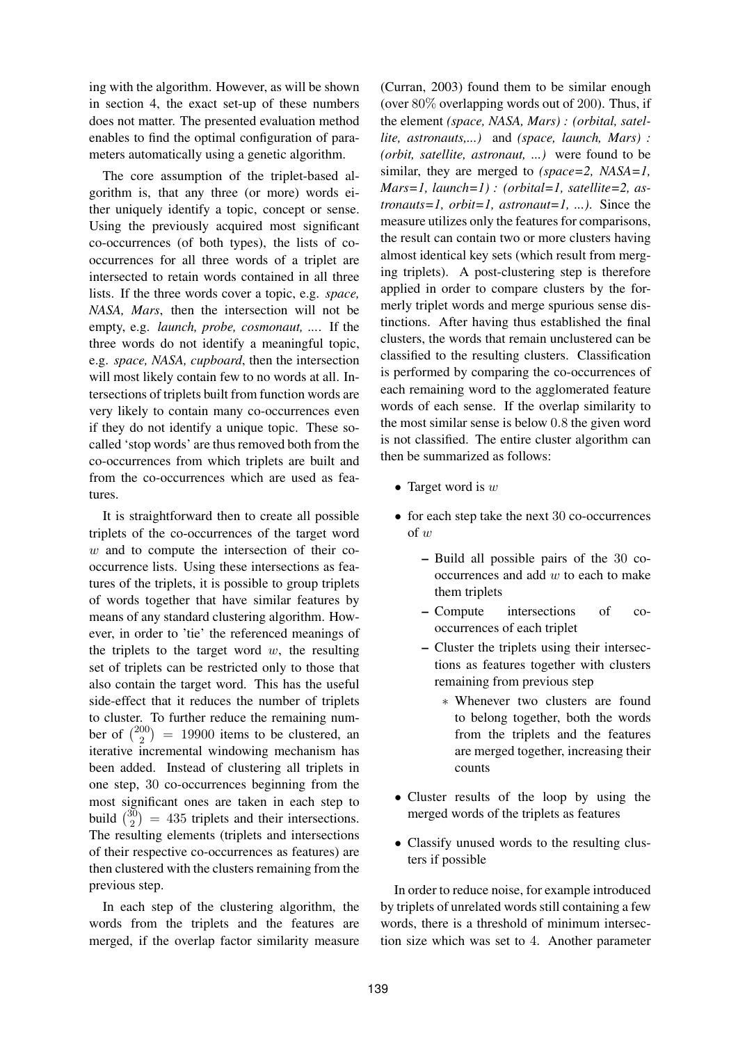ing with the algorithm. However, as will be shown in section 4, the exact set-up of these numbers does not matter. The presented evaluation method enables to find the optimal configuration of parameters automatically using a genetic algorithm.

The core assumption of the triplet-based algorithm is, that any three (or more) words either uniquely identify a topic, concept or sense. Using the previously acquired most significant co-occurrences (of both types), the lists of co-occurrences for all three words of a triplet are intersected to retain words contained in all three lists. If the three words cover a topic, e.g. *space, NASA, Mars*, then the intersection will not be empty, e.g. *launch, probe, cosmonaut, ...*. If the three words do not identify a meaningful topic, e.g. *space, NASA, cupboard*, then the intersection will most likely contain few to no words at all. Intersections of triplets built from function words are very likely to contain many co-occurrences even if they do not identify a unique topic. These so-called 'stop words' are thus removed both from the co-occurrences from which triplets are built and from the co-occurrences which are used as features.

It is straightforward then to create all possible triplets of the co-occurrences of the target word $w$ and to compute the intersection of their co-occurrence lists. Using these intersections as features of the triplets, it is possible to group triplets of words together that have similar features by means of any standard clustering algorithm. However, in order to 'tie' the referenced meanings of the triplets to the target word $w$, the resulting set of triplets can be restricted only to those that also contain the target word. This has the useful side-effect that it reduces the number of triplets to cluster. To further reduce the remaining number of $\binom{200}{2} = 19900$ items to be clustered, an iterative incremental windowing mechanism has been added. Instead of clustering all triplets in one step, 30 co-occurrences beginning from the most significant ones are taken in each step to build $\binom{30}{2} = 435$ triplets and their intersections. The resulting elements (triplets and intersections of their respective co-occurrences as features) are then clustered with the clusters remaining from the previous step.

In each step of the clustering algorithm, the words from the triplets and the features are merged, if the overlap factor similarity measure (Curran, 2003) found them to be similar enough (over $80\%$ overlapping words out of 200). Thus, if the element *(space, NASA, Mars) : (orbital, satellite, astronauts,...)* and *(space, launch, Mars) : (orbit, satellite, astronaut, ...)* were found to be similar, they are merged to *(space=2, NASA=1, Mars=1, launch=1) : (orbital=1, satellite=2, astronauts=1, orbit=1, astronaut=1, ...)*. Since the measure utilizes only the features for comparisons, the result can contain two or more clusters having almost identical key sets (which result from merging triplets). A post-clustering step is therefore applied in order to compare clusters by the formerly triplet words and merge spurious sense distinctions. After having thus established the final clusters, the words that remain unclustered can be classified to the resulting clusters. Classification is performed by comparing the co-occurrences of each remaining word to the agglomerated feature words of each sense. If the overlap similarity to the most similar sense is below $0.8$ the given word is not classified. The entire cluster algorithm can then be summarized as follows:

- Target word is $w$
- for each step take the next $30$ co-occurrences of $w$
  - Build all possible pairs of the $30$ co-occurrences and add $w$ to each to make them triplets
  - Compute intersections of co-occurrences of each triplet
  - Cluster the triplets using their intersections as features together with clusters remaining from previous step
    - Whenever two clusters are found to belong together, both the words from the triplets and the features are merged together, increasing their counts
- Cluster results of the loop by using the merged words of the triplets as features
- Classify unused words to the resulting clusters if possible

In order to reduce noise, for example introduced by triplets of unrelated words still containing a few words, there is a threshold of minimum intersection size which was set to $4$. Another parameter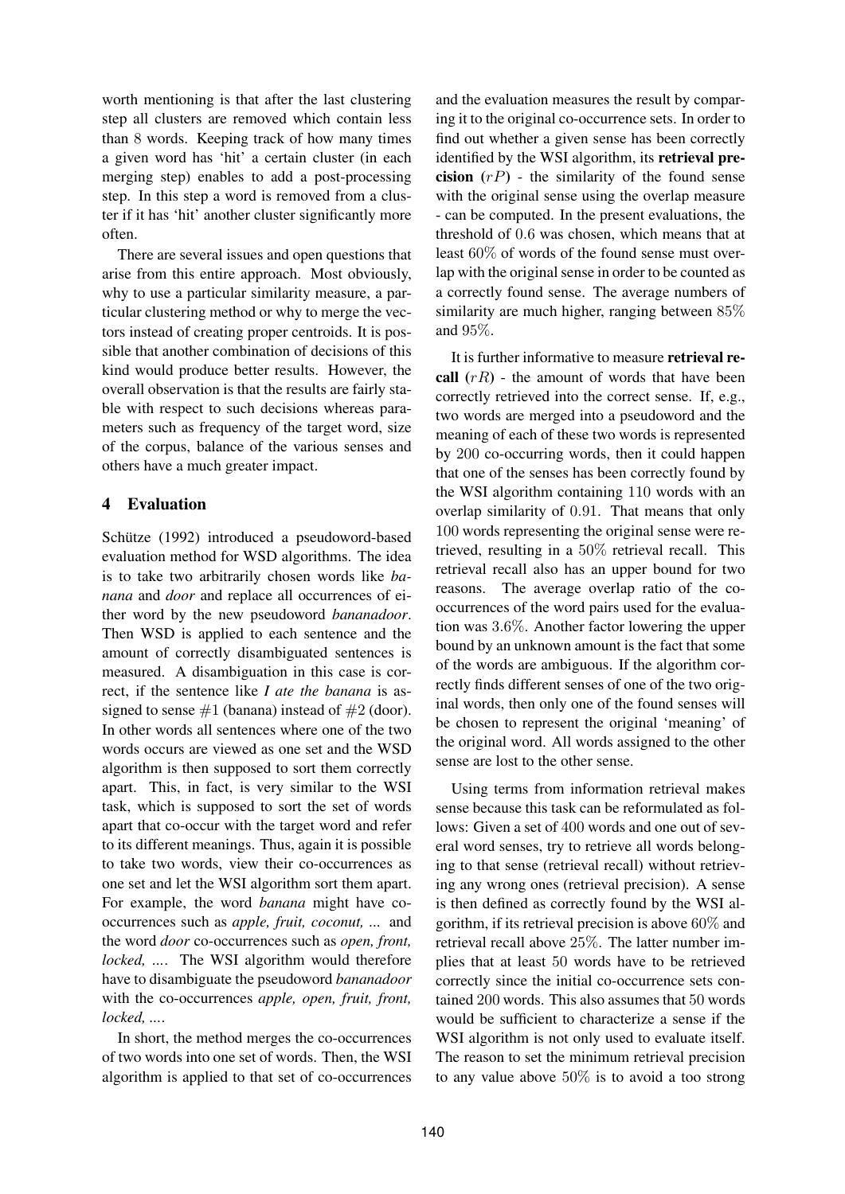worth mentioning is that after the last clustering step all clusters are removed which contain less than 8 words. Keeping track of how many times a given word has 'hit' a certain cluster (in each merging step) enables to add a post-processing step. In this step a word is removed from a cluster if it has 'hit' another cluster significantly more often.

There are several issues and open questions that arise from this entire approach. Most obviously, why to use a particular similarity measure, a particular clustering method or why to merge the vectors instead of creating proper centroids. It is possible that another combination of decisions of this kind would produce better results. However, the overall observation is that the results are fairly stable with respect to such decisions whereas parameters such as frequency of the target word, size of the corpus, balance of the various senses and others have a much greater impact.

## 4 Evaluation

Schütze (1992) introduced a pseudoword-based evaluation method for WSD algorithms. The idea is to take two arbitrarily chosen words like *banana* and *door* and replace all occurrences of either word by the new pseudoword *bananadoor*. Then WSD is applied to each sentence and the amount of correctly disambiguated sentences is measured. A disambiguation in this case is correct, if the sentence like *I ate the banana* is assigned to sense #1 (banana) instead of #2 (door). In other words all sentences where one of the two words occurs are viewed as one set and the WSD algorithm is then supposed to sort them correctly apart. This, in fact, is very similar to the WSI task, which is supposed to sort the set of words apart that co-occur with the target word and refer to its different meanings. Thus, again it is possible to take two words, view their co-occurrences as one set and let the WSI algorithm sort them apart. For example, the word *banana* might have co-occurrences such as *apple, fruit, coconut, ...* and the word *door* co-occurrences such as *open, front, locked, ...*. The WSI algorithm would therefore have to disambiguate the pseudoword *bananadoor* with the co-occurrences *apple, open, fruit, front, locked, ...*.

In short, the method merges the co-occurrences of two words into one set of words. Then, the WSI algorithm is applied to that set of co-occurrences and the evaluation measures the result by comparing it to the original co-occurrence sets. In order to find out whether a given sense has been correctly identified by the WSI algorithm, its **retrieval precision** ($rP$) - the similarity of the found sense with the original sense using the overlap measure - can be computed. In the present evaluations, the threshold of 0.6 was chosen, which means that at least 60% of words of the found sense must overlap with the original sense in order to be counted as a correctly found sense. The average numbers of similarity are much higher, ranging between 85% and 95%.

It is further informative to measure **retrieval recall** ($rR$) - the amount of words that have been correctly retrieved into the correct sense. If, e.g., two words are merged into a pseudoword and the meaning of each of these two words is represented by 200 co-occurring words, then it could happen that one of the senses has been correctly found by the WSI algorithm containing 110 words with an overlap similarity of 0.91. That means that only 100 words representing the original sense were retrieved, resulting in a 50% retrieval recall. This retrieval recall also has an upper bound for two reasons. The average overlap ratio of the co-occurrences of the word pairs used for the evaluation was 3.6%. Another factor lowering the upper bound by an unknown amount is the fact that some of the words are ambiguous. If the algorithm correctly finds different senses of one of the two original words, then only one of the found senses will be chosen to represent the original 'meaning' of the original word. All words assigned to the other sense are lost to the other sense.

Using terms from information retrieval makes sense because this task can be reformulated as follows: Given a set of 400 words and one out of several word senses, try to retrieve all words belonging to that sense (retrieval recall) without retrieving any wrong ones (retrieval precision). A sense is then defined as correctly found by the WSI algorithm, if its retrieval precision is above 60% and retrieval recall above 25%. The latter number implies that at least 50 words have to be retrieved correctly since the initial co-occurrence sets contained 200 words. This also assumes that 50 words would be sufficient to characterize a sense if the WSI algorithm is not only used to evaluate itself. The reason to set the minimum retrieval precision to any value above 50% is to avoid a too strong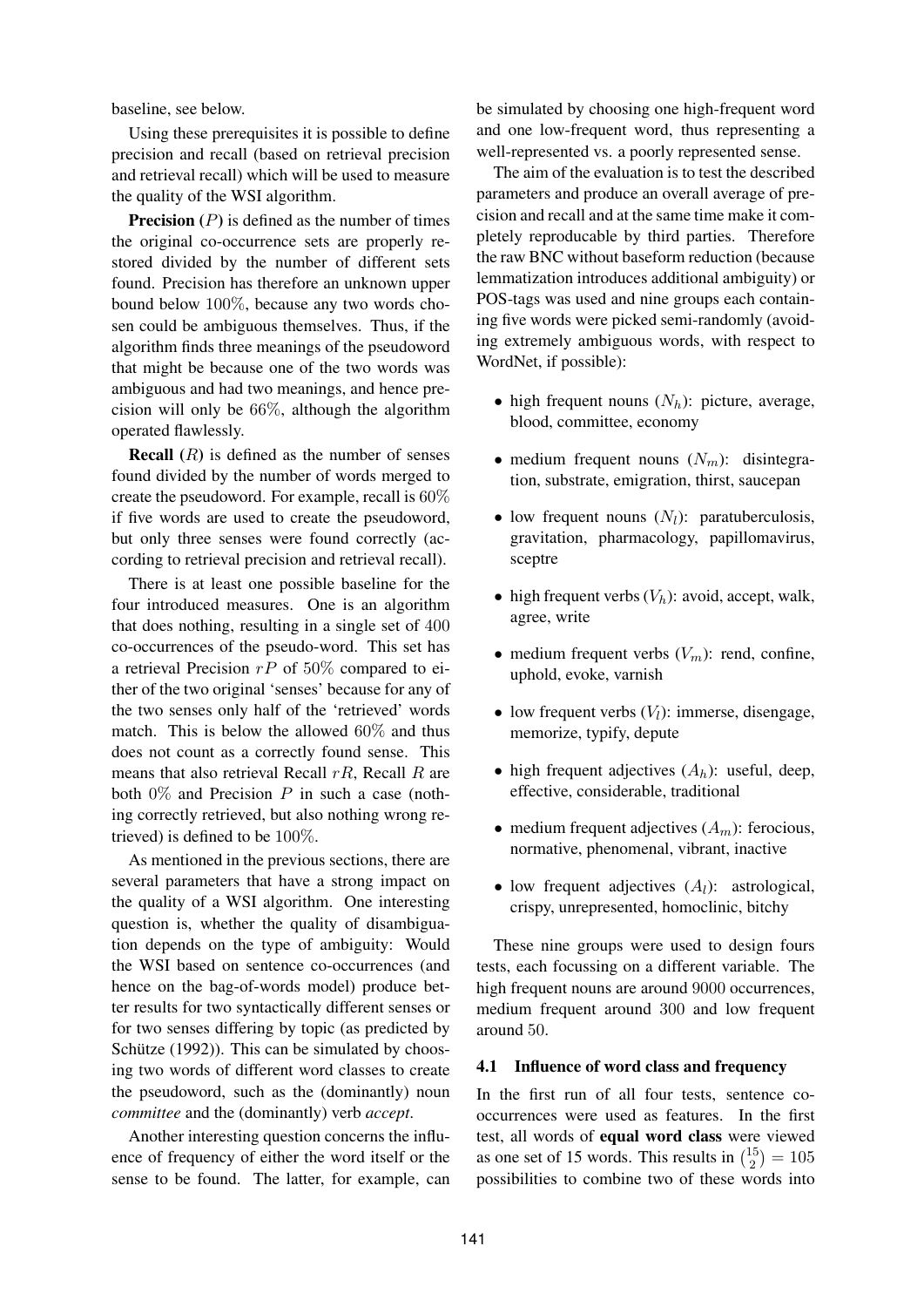baseline, see below.

Using these prerequisites it is possible to define precision and recall (based on retrieval precision and retrieval recall) which will be used to measure the quality of the WSI algorithm.

**Precision** ($P$) is defined as the number of times the original co-occurrence sets are properly restored divided by the number of different sets found. Precision has therefore an unknown upper bound below $100\%$, because any two words chosen could be ambiguous themselves. Thus, if the algorithm finds three meanings of the pseudoword that might be because one of the two words was ambiguous and had two meanings, and hence precision will only be $66\%$, although the algorithm operated flawlessly.

**Recall** ($R$) is defined as the number of senses found divided by the number of words merged to create the pseudoword. For example, recall is $60\%$ if five words are used to create the pseudoword, but only three senses were found correctly (according to retrieval precision and retrieval recall).

There is at least one possible baseline for the four introduced measures. One is an algorithm that does nothing, resulting in a single set of $400$ co-occurrences of the pseudo-word. This set has a retrieval Precision $rP$ of $50\%$ compared to either of the two original 'senses' because for any of the two senses only half of the 'retrieved' words match. This is below the allowed $60\%$ and thus does not count as a correctly found sense. This means that also retrieval Recall $rR$, Recall $R$ are both $0\%$ and Precision $P$ in such a case (nothing correctly retrieved, but also nothing wrong retrieved) is defined to be $100\%$.

As mentioned in the previous sections, there are several parameters that have a strong impact on the quality of a WSI algorithm. One interesting question is, whether the quality of disambiguation depends on the type of ambiguity: Would the WSI based on sentence co-occurrences (and hence on the bag-of-words model) produce better results for two syntactically different senses or for two senses differing by topic (as predicted by Schütze (1992)). This can be simulated by choosing two words of different word classes to create the pseudoword, such as the (dominantly) noun *committee* and the (dominantly) verb *accept*.

Another interesting question concerns the influence of frequency of either the word itself or the sense to be found. The latter, for example, can be simulated by choosing one high-frequent word and one low-frequent word, thus representing a well-represented vs. a poorly represented sense.

The aim of the evaluation is to test the described parameters and produce an overall average of precision and recall and at the same time make it completely reproducable by third parties. Therefore the raw BNC without baseform reduction (because lemmatization introduces additional ambiguity) or POS-tags was used and nine groups each containing five words were picked semi-randomly (avoiding extremely ambiguous words, with respect to WordNet, if possible):

- high frequent nouns ($N_h$): picture, average, blood, committee, economy
- medium frequent nouns ($N_m$): disintegration, substrate, emigration, thirst, saucepan
- low frequent nouns ($N_l$): paratuberculosis, gravitation, pharmacology, papillomavirus, sceptre
- high frequent verbs ($V_h$): avoid, accept, walk, agree, write
- medium frequent verbs ($V_m$): rend, confine, uphold, evoke, varnish
- low frequent verbs ($V_l$): immerse, disengage, memorize, typify, depute
- high frequent adjectives ($A_h$): useful, deep, effective, considerable, traditional
- medium frequent adjectives ($A_m$): ferocious, normative, phenomenal, vibrant, inactive
- low frequent adjectives ($A_l$): astrological, crispy, unrepresented, homoclinic, bitchy

These nine groups were used to design fours tests, each focussing on a different variable. The high frequent nouns are around $9000$ occurrences, medium frequent around $300$ and low frequent around $50$.

### 4.1 Influence of word class and frequency

In the first run of all four tests, sentence co-occurrences were used as features. In the first test, all words of **equal word class** were viewed as one set of 15 words. This results in $\binom{15}{2} = 105$ possibilities to combine two of these words into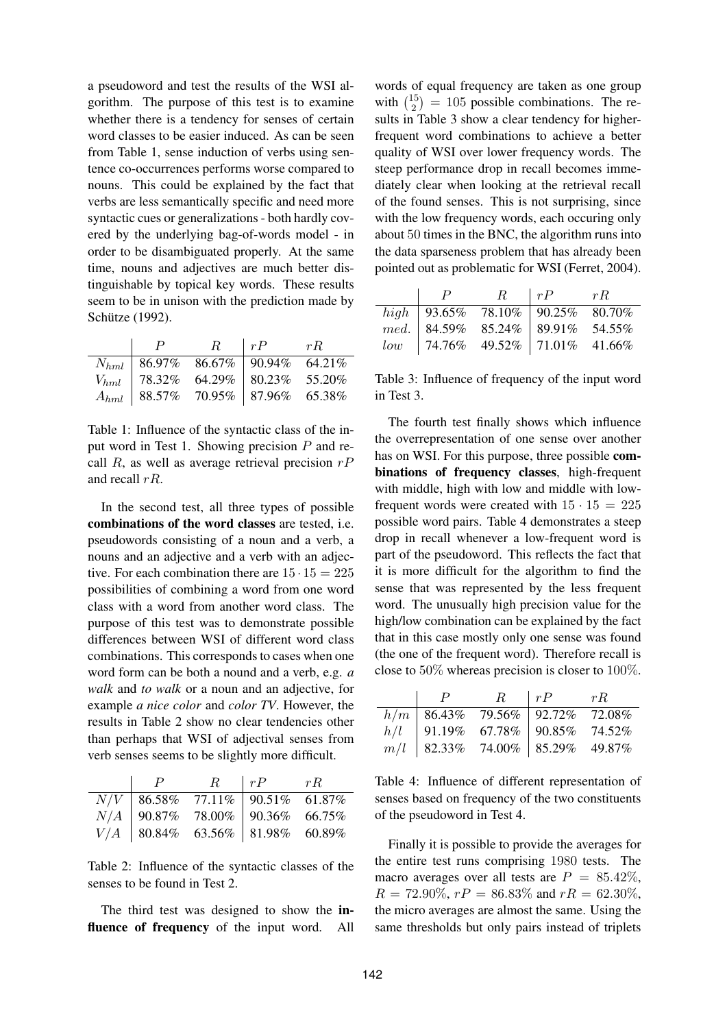a pseudoword and test the results of the WSI algorithm. The purpose of this test is to examine whether there is a tendency for senses of certain word classes to be easier induced. As can be seen from Table 1, sense induction of verbs using sentence co-occurrences performs worse compared to nouns. This could be explained by the fact that verbs are less semantically specific and need more syntactic cues or generalizations - both hardly covered by the underlying bag-of-words model - in order to be disambiguated properly. At the same time, nouns and adjectives are much better distinguishable by topical key words. These results seem to be in unison with the prediction made by Schütze (1992).

| | $P$ | $R$ | $rP$ | $rR$ |
|---|---|---|---|---|
| $N_{hml}$ | 86.97% | 86.67% | 90.94% | 64.21% |
| $V_{hml}$ | 78.32% | 64.29% | 80.23% | 55.20% |
| $A_{hml}$ | 88.57% | 70.95% | 87.96% | 65.38% |

Table 1: Influence of the syntactic class of the input word in Test 1. Showing precision $P$ and recall $R$, as well as average retrieval precision $rP$ and recall $rR$.

In the second test, all three types of possible **combinations of the word classes** are tested, i.e. pseudowords consisting of a noun and a verb, a nouns and an adjective and a verb with an adjective. For each combination there are $15 \cdot 15 = 225$ possibilities of combining a word from one word class with a word from another word class. The purpose of this test was to demonstrate possible differences between WSI of different word class combinations. This corresponds to cases when one word form can be both a nound and a verb, e.g. *a walk* and *to walk* or a noun and an adjective, for example *a nice color* and *color TV*. However, the results in Table 2 show no clear tendencies other than perhaps that WSI of adjectival senses from verb senses seems to be slightly more difficult.

| | $P$ | $R$ | $rP$ | $rR$ |
|---|---|---|---|---|
| $N/V$ | 86.58% | 77.11% | 90.51% | 61.87% |
| $N/A$ | 90.87% | 78.00% | 90.36% | 66.75% |
| $V/A$ | 80.84% | 63.56% | 81.98% | 60.89% |

Table 2: Influence of the syntactic classes of the senses to be found in Test 2.

The third test was designed to show the **influence of frequency** of the input word. All words of equal frequency are taken as one group with $\binom{15}{2} = 105$ possible combinations. The results in Table 3 show a clear tendency for higher-frequent word combinations to achieve a better quality of WSI over lower frequency words. The steep performance drop in recall becomes immediately clear when looking at the retrieval recall of the found senses. This is not surprising, since with the low frequency words, each occuring only about 50 times in the BNC, the algorithm runs into the data sparseness problem that has already been pointed out as problematic for WSI (Ferret, 2004).

| | $P$ | $R$ | $rP$ | $rR$ |
|---|---|---|---|---|
| $high$ | 93.65% | 78.10% | 90.25% | 80.70% |
| $med.$ | 84.59% | 85.24% | 89.91% | 54.55% |
| $low$ | 74.76% | 49.52% | 71.01% | 41.66% |

Table 3: Influence of frequency of the input word in Test 3.

The fourth test finally shows which influence the overrepresentation of one sense over another has on WSI. For this purpose, three possible **combinations of frequency classes**, high-frequent with middle, high with low and middle with low-frequent words were created with $15 \cdot 15 = 225$ possible word pairs. Table 4 demonstrates a steep drop in recall whenever a low-frequent word is part of the pseudoword. This reflects the fact that it is more difficult for the algorithm to find the sense that was represented by the less frequent word. The unusually high precision value for the high/low combination can be explained by the fact that in this case mostly only one sense was found (the one of the frequent word). Therefore recall is close to 50% whereas precision is closer to 100%.

| | $P$ | $R$ | $rP$ | $rR$ |
|---|---|---|---|---|
| $h/m$ | 86.43% | 79.56% | 92.72% | 72.08% |
| $h/l$ | 91.19% | 67.78% | 90.85% | 74.52% |
| $m/l$ | 82.33% | 74.00% | 85.29% | 49.87% |

Table 4: Influence of different representation of senses based on frequency of the two constituents of the pseudoword in Test 4.

Finally it is possible to provide the averages for the entire test runs comprising 1980 tests. The macro averages over all tests are $P = 85.42\%$, $R = 72.90\%$, $rP = 86.83\%$ and $rR = 62.30\%$, the micro averages are almost the same. Using the same thresholds but only pairs instead of triplets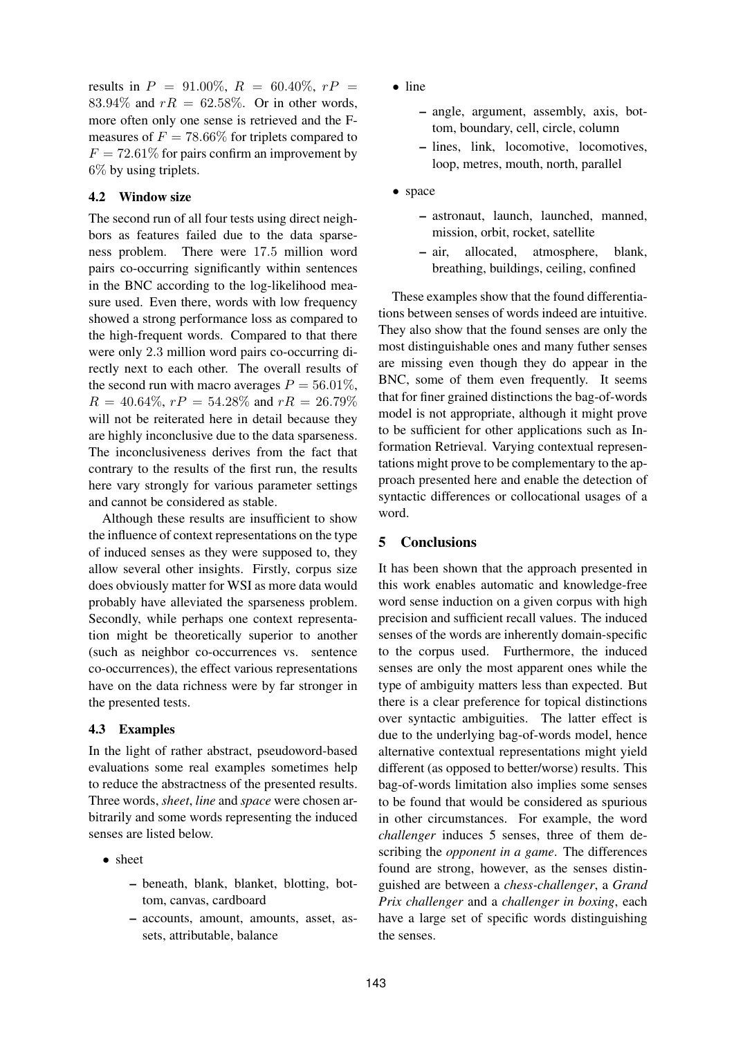results in $P = 91.00\%$, $R = 60.40\%$, $rP = 83.94\%$ and $rR = 62.58\%$. Or in other words, more often only one sense is retrieved and the F-measures of $F = 78.66\%$ for triplets compared to $F = 72.61\%$ for pairs confirm an improvement by $6\%$ by using triplets.

### 4.2 Window size

The second run of all four tests using direct neighbors as features failed due to the data sparseness problem. There were 17.5 million word pairs co-occurring significantly within sentences in the BNC according to the log-likelihood measure used. Even there, words with low frequency showed a strong performance loss as compared to the high-frequent words. Compared to that there were only 2.3 million word pairs co-occurring directly next to each other. The overall results of the second run with macro averages $P = 56.01\%$, $R = 40.64\%$, $rP = 54.28\%$ and $rR = 26.79\%$ will not be reiterated here in detail because they are highly inconclusive due to the data sparseness. The inconclusiveness derives from the fact that contrary to the results of the first run, the results here vary strongly for various parameter settings and cannot be considered as stable.

Although these results are insufficient to show the influence of context representations on the type of induced senses as they were supposed to, they allow several other insights. Firstly, corpus size does obviously matter for WSI as more data would probably have alleviated the sparseness problem. Secondly, while perhaps one context representation might be theoretically superior to another (such as neighbor co-occurrences vs. sentence co-occurrences), the effect various representations have on the data richness were by far stronger in the presented tests.

### 4.3 Examples

In the light of rather abstract, pseudoword-based evaluations some real examples sometimes help to reduce the abstractness of the presented results. Three words, *sheet*, *line* and *space* were chosen arbitrarily and some words representing the induced senses are listed below.

- sheet
  - beneath, blank, blanket, blotting, bottom, canvas, cardboard
  - accounts, amount, amounts, asset, assets, attributable, balance
- line
  - angle, argument, assembly, axis, bottom, boundary, cell, circle, column
  - lines, link, locomotive, locomotives, loop, metres, mouth, north, parallel
- space
  - astronaut, launch, launched, manned, mission, orbit, rocket, satellite
  - air, allocated, atmosphere, blank, breathing, buildings, ceiling, confined

These examples show that the found differentiations between senses of words indeed are intuitive. They also show that the found senses are only the most distinguishable ones and many futher senses are missing even though they do appear in the BNC, some of them even frequently. It seems that for finer grained distinctions the bag-of-words model is not appropriate, although it might prove to be sufficient for other applications such as Information Retrieval. Varying contextual representations might prove to be complementary to the approach presented here and enable the detection of syntactic differences or collocational usages of a word.

## 5 Conclusions

It has been shown that the approach presented in this work enables automatic and knowledge-free word sense induction on a given corpus with high precision and sufficient recall values. The induced senses of the words are inherently domain-specific to the corpus used. Furthermore, the induced senses are only the most apparent ones while the type of ambiguity matters less than expected. But there is a clear preference for topical distinctions over syntactic ambiguities. The latter effect is due to the underlying bag-of-words model, hence alternative contextual representations might yield different (as opposed to better/worse) results. This bag-of-words limitation also implies some senses to be found that would be considered as spurious in other circumstances. For example, the word *challenger* induces 5 senses, three of them describing the *opponent in a game*. The differences found are strong, however, as the senses distinguished are between a *chess-challenger*, a *Grand Prix challenger* and a *challenger in boxing*, each have a large set of specific words distinguishing the senses.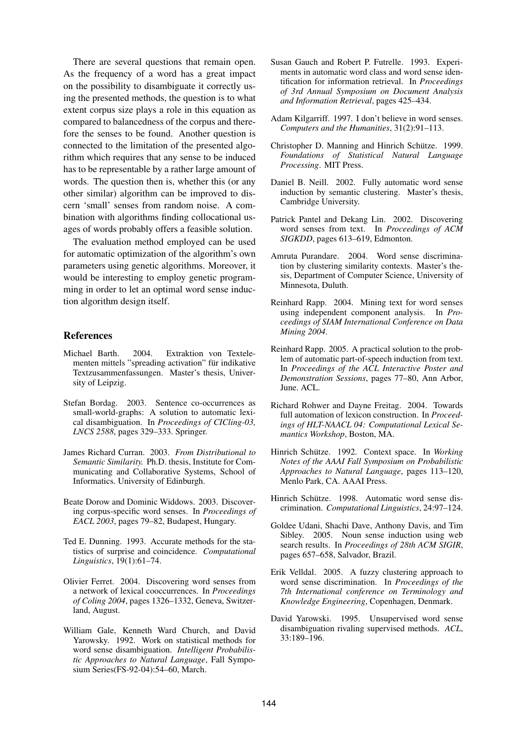There are several questions that remain open. As the frequency of a word has a great impact on the possibility to disambiguate it correctly using the presented methods, the question is to what extent corpus size plays a role in this equation as compared to balancedness of the corpus and therefore the senses to be found. Another question is connected to the limitation of the presented algorithm which requires that any sense to be induced has to be representable by a rather large amount of words. The question then is, whether this (or any other similar) algorithm can be improved to discern 'small' senses from random noise. A combination with algorithms finding collocational usages of words probably offers a feasible solution.

The evaluation method employed can be used for automatic optimization of the algorithm's own parameters using genetic algorithms. Moreover, it would be interesting to employ genetic programming in order to let an optimal word sense induction algorithm design itself.

## References

Michael Barth. 2004. Extraktion von Textelementen mittels "spreading activation" für indikative Textzusammenfassungen. Master's thesis, University of Leipzig.

Stefan Bordag. 2003. Sentence co-occurrences as small-world-graphs: A solution to automatic lexical disambiguation. In *Proceedings of CICling-03, LNCS 2588*, pages 329–333. Springer.

James Richard Curran. 2003. *From Distributional to Semantic Similarity.* Ph.D. thesis, Institute for Communicating and Collaborative Systems, School of Informatics. University of Edinburgh.

Beate Dorow and Dominic Widdows. 2003. Discovering corpus-specific word senses. In *Proceedings of EACL 2003*, pages 79–82, Budapest, Hungary.

Ted E. Dunning. 1993. Accurate methods for the statistics of surprise and coincidence. *Computational Linguistics*, 19(1):61–74.

Olivier Ferret. 2004. Discovering word senses from a network of lexical cooccurrences. In *Proceedings of Coling 2004*, pages 1326–1332, Geneva, Switzerland, August.

William Gale, Kenneth Ward Church, and David Yarowsky. 1992. Work on statistical methods for word sense disambiguation. *Intelligent Probabilistic Approaches to Natural Language*, Fall Symposium Series(FS-92-04):54–60, March.

Susan Gauch and Robert P. Futrelle. 1993. Experiments in automatic word class and word sense identification for information retrieval. In *Proceedings of 3rd Annual Symposium on Document Analysis and Information Retrieval*, pages 425–434.

Adam Kilgarriff. 1997. I don't believe in word senses. *Computers and the Humanities*, 31(2):91–113.

Christopher D. Manning and Hinrich Schütze. 1999. *Foundations of Statistical Natural Language Processing*. MIT Press.

Daniel B. Neill. 2002. Fully automatic word sense induction by semantic clustering. Master's thesis, Cambridge University.

Patrick Pantel and Dekang Lin. 2002. Discovering word senses from text. In *Proceedings of ACM SIGKDD*, pages 613–619, Edmonton.

Amruta Purandare. 2004. Word sense discrimination by clustering similarity contexts. Master's thesis, Department of Computer Science, University of Minnesota, Duluth.

Reinhard Rapp. 2004. Mining text for word senses using independent component analysis. In *Proceedings of SIAM International Conference on Data Mining 2004*.

Reinhard Rapp. 2005. A practical solution to the problem of automatic part-of-speech induction from text. In *Proceedings of the ACL Interactive Poster and Demonstration Sessions*, pages 77–80, Ann Arbor, June. ACL.

Richard Rohwer and Dayne Freitag. 2004. Towards full automation of lexicon construction. In *Proceedings of HLT-NAACL 04: Computational Lexical Semantics Workshop*, Boston, MA.

Hinrich Schütze. 1992. Context space. In *Working Notes of the AAAI Fall Symposium on Probabilistic Approaches to Natural Language*, pages 113–120, Menlo Park, CA. AAAI Press.

Hinrich Schütze. 1998. Automatic word sense discrimination. *Computational Linguistics*, 24:97–124.

Goldee Udani, Shachi Dave, Anthony Davis, and Tim Sibley. 2005. Noun sense induction using web search results. In *Proceedings of 28th ACM SIGIR*, pages 657–658, Salvador, Brazil.

Erik Velldal. 2005. A fuzzy clustering approach to word sense discrimination. In *Proceedings of the 7th International conference on Terminology and Knowledge Engineering*, Copenhagen, Denmark.

David Yarowski. 1995. Unsupervised word sense disambiguation rivaling supervised methods. *ACL*, 33:189–196.